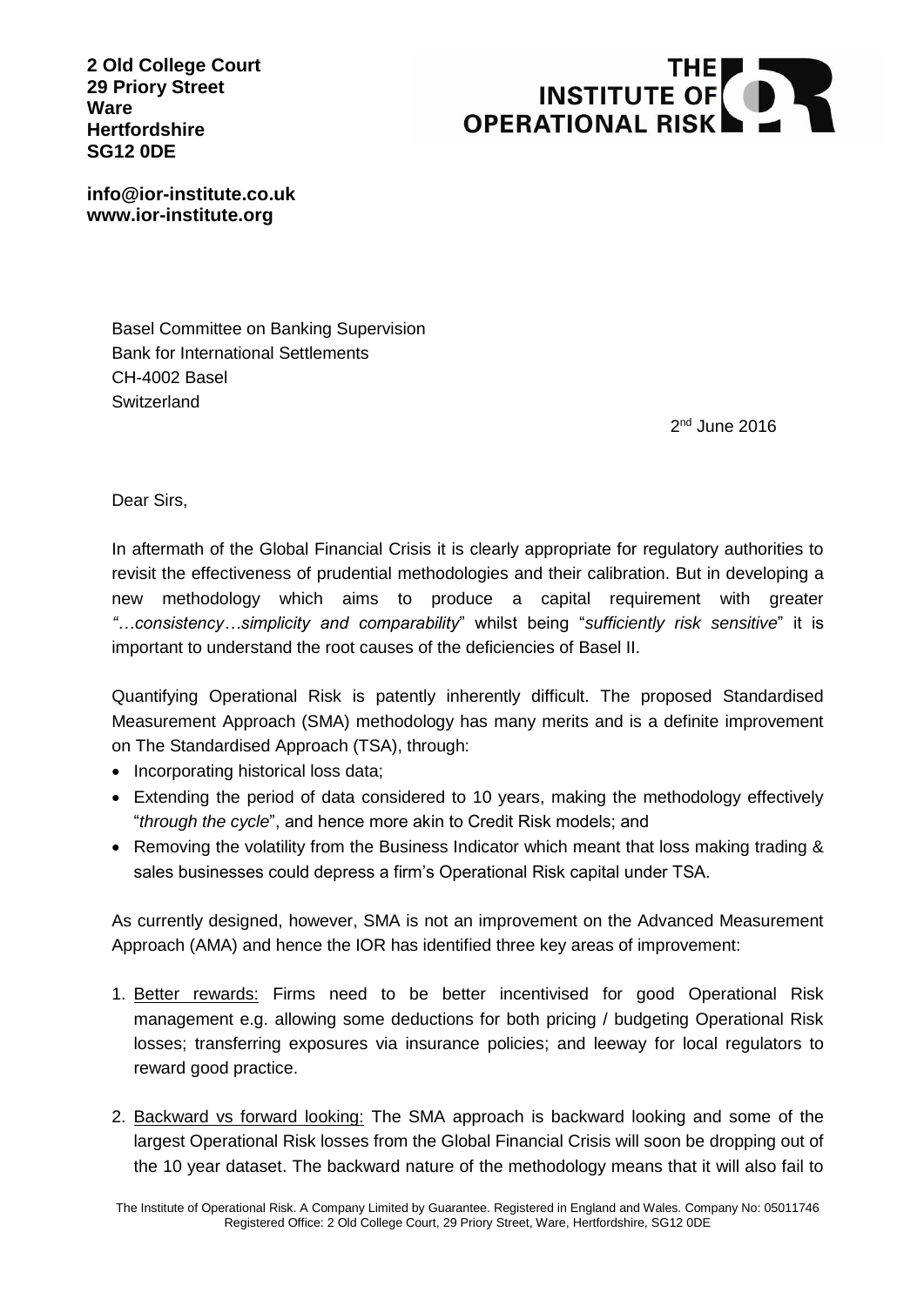**2 Old College Court**
**29 Priory Street**
**Ware**
**Hertfordshire**
**SG12 0DE**

**THE INSTITUTE OF OPERATIONAL RISK**

**info@ior-institute.co.uk**
**www.ior-institute.org**

Basel Committee on Banking Supervision
Bank for International Settlements
CH-4002 Basel
Switzerland

2nd June 2016

Dear Sirs,

In aftermath of the Global Financial Crisis it is clearly appropriate for regulatory authorities to revisit the effectiveness of prudential methodologies and their calibration. But in developing a new methodology which aims to produce a capital requirement with greater *"…consistency…simplicity and comparability*" whilst being "*sufficiently risk sensitive*" it is important to understand the root causes of the deficiencies of Basel II.

Quantifying Operational Risk is patently inherently difficult. The proposed Standardised Measurement Approach (SMA) methodology has many merits and is a definite improvement on The Standardised Approach (TSA), through:

- Incorporating historical loss data;
- Extending the period of data considered to 10 years, making the methodology effectively "*through the cycle*", and hence more akin to Credit Risk models; and
- Removing the volatility from the Business Indicator which meant that loss making trading & sales businesses could depress a firm's Operational Risk capital under TSA.

As currently designed, however, SMA is not an improvement on the Advanced Measurement Approach (AMA) and hence the IOR has identified three key areas of improvement:

1. Better rewards: Firms need to be better incentivised for good Operational Risk management e.g. allowing some deductions for both pricing / budgeting Operational Risk losses; transferring exposures via insurance policies; and leeway for local regulators to reward good practice.
2. Backward vs forward looking: The SMA approach is backward looking and some of the largest Operational Risk losses from the Global Financial Crisis will soon be dropping out of the 10 year dataset. The backward nature of the methodology means that it will also fail to

The Institute of Operational Risk. A Company Limited by Guarantee. Registered in England and Wales. Company No: 05011746
Registered Office: 2 Old College Court, 29 Priory Street, Ware, Hertfordshire, SG12 0DE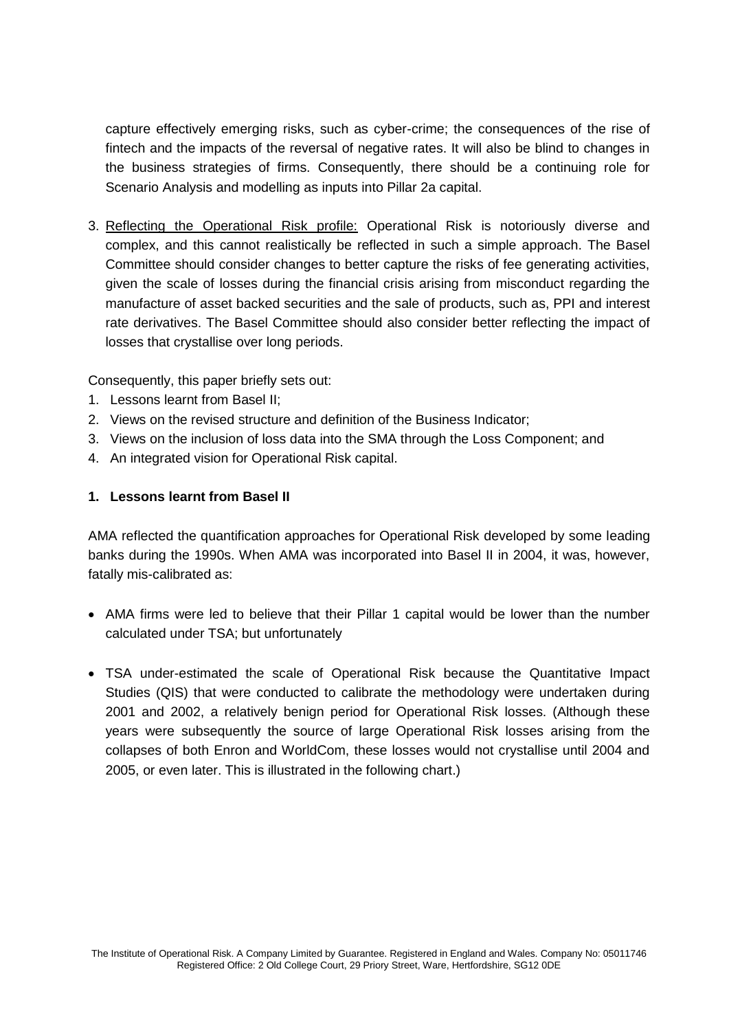capture effectively emerging risks, such as cyber-crime; the consequences of the rise of fintech and the impacts of the reversal of negative rates. It will also be blind to changes in the business strategies of firms. Consequently, there should be a continuing role for Scenario Analysis and modelling as inputs into Pillar 2a capital.

3. Reflecting the Operational Risk profile: Operational Risk is notoriously diverse and complex, and this cannot realistically be reflected in such a simple approach. The Basel Committee should consider changes to better capture the risks of fee generating activities, given the scale of losses during the financial crisis arising from misconduct regarding the manufacture of asset backed securities and the sale of products, such as, PPI and interest rate derivatives. The Basel Committee should also consider better reflecting the impact of losses that crystallise over long periods.

Consequently, this paper briefly sets out:

1. Lessons learnt from Basel II;
2. Views on the revised structure and definition of the Business Indicator;
3. Views on the inclusion of loss data into the SMA through the Loss Component; and
4. An integrated vision for Operational Risk capital.

## 1. Lessons learnt from Basel II

AMA reflected the quantification approaches for Operational Risk developed by some leading banks during the 1990s. When AMA was incorporated into Basel II in 2004, it was, however, fatally mis-calibrated as:

- AMA firms were led to believe that their Pillar 1 capital would be lower than the number calculated under TSA; but unfortunately

- TSA under-estimated the scale of Operational Risk because the Quantitative Impact Studies (QIS) that were conducted to calibrate the methodology were undertaken during 2001 and 2002, a relatively benign period for Operational Risk losses. (Although these years were subsequently the source of large Operational Risk losses arising from the collapses of both Enron and WorldCom, these losses would not crystallise until 2004 and 2005, or even later. This is illustrated in the following chart.)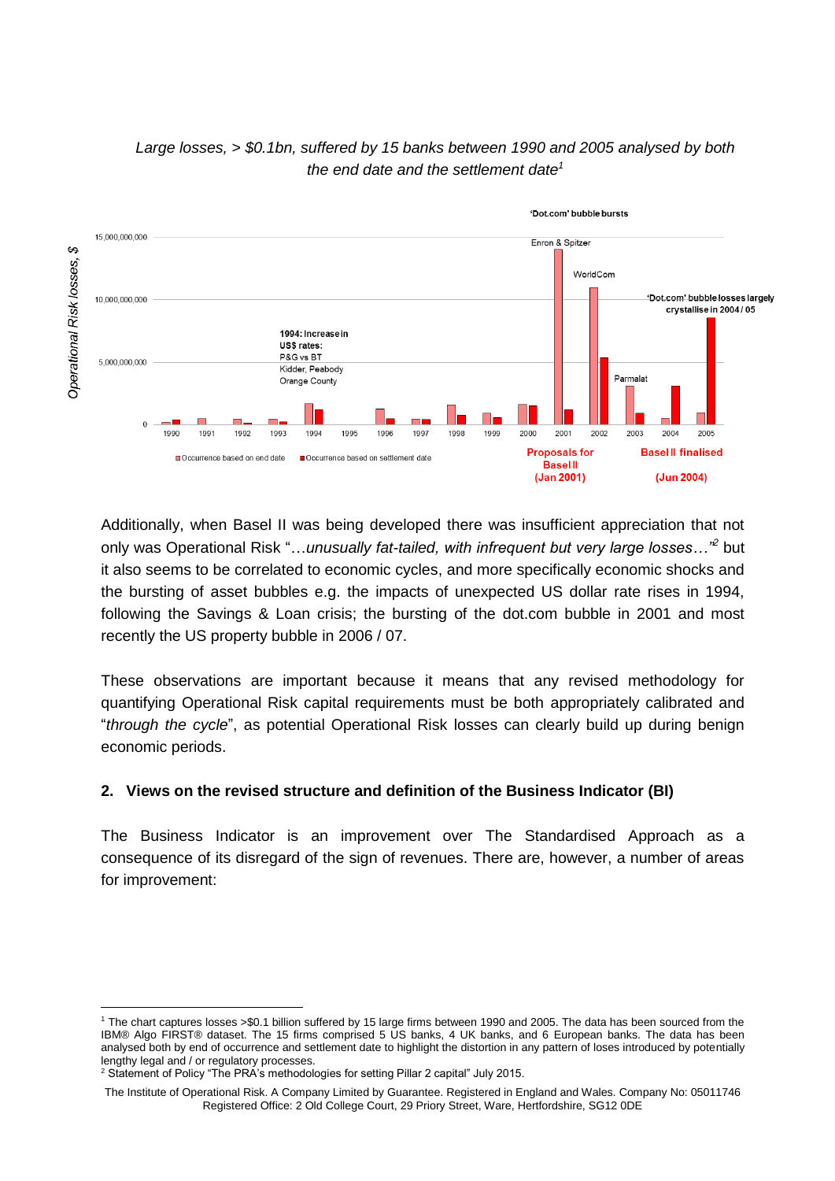*Large losses, > $0.1bn, suffered by 15 banks between 1990 and 2005 analysed by both the end date and the settlement date*[1]

Additionally, when Basel II was being developed there was insufficient appreciation that not only was Operational Risk "*…unusually fat-tailed, with infrequent but very large losses…*"[2] but it also seems to be correlated to economic cycles, and more specifically economic shocks and the bursting of asset bubbles e.g. the impacts of unexpected US dollar rate rises in 1994, following the Savings & Loan crisis; the bursting of the dot.com bubble in 2001 and most recently the US property bubble in 2006 / 07.

These observations are important because it means that any revised methodology for quantifying Operational Risk capital requirements must be both appropriately calibrated and "*through the cycle*", as potential Operational Risk losses can clearly build up during benign economic periods.

## 2. Views on the revised structure and definition of the Business Indicator (BI)

The Business Indicator is an improvement over The Standardised Approach as a consequence of its disregard of the sign of revenues. There are, however, a number of areas for improvement:

---

[1] The chart captures losses >$0.1 billion suffered by 15 large firms between 1990 and 2005. The data has been sourced from the IBM® Algo FIRST® dataset. The 15 firms comprised 5 US banks, 4 UK banks, and 6 European banks. The data has been analysed both by end of occurrence and settlement date to highlight the distortion in any pattern of loses introduced by potentially lengthy legal and / or regulatory processes.

[2] Statement of Policy "The PRA's methodologies for setting Pillar 2 capital" July 2015.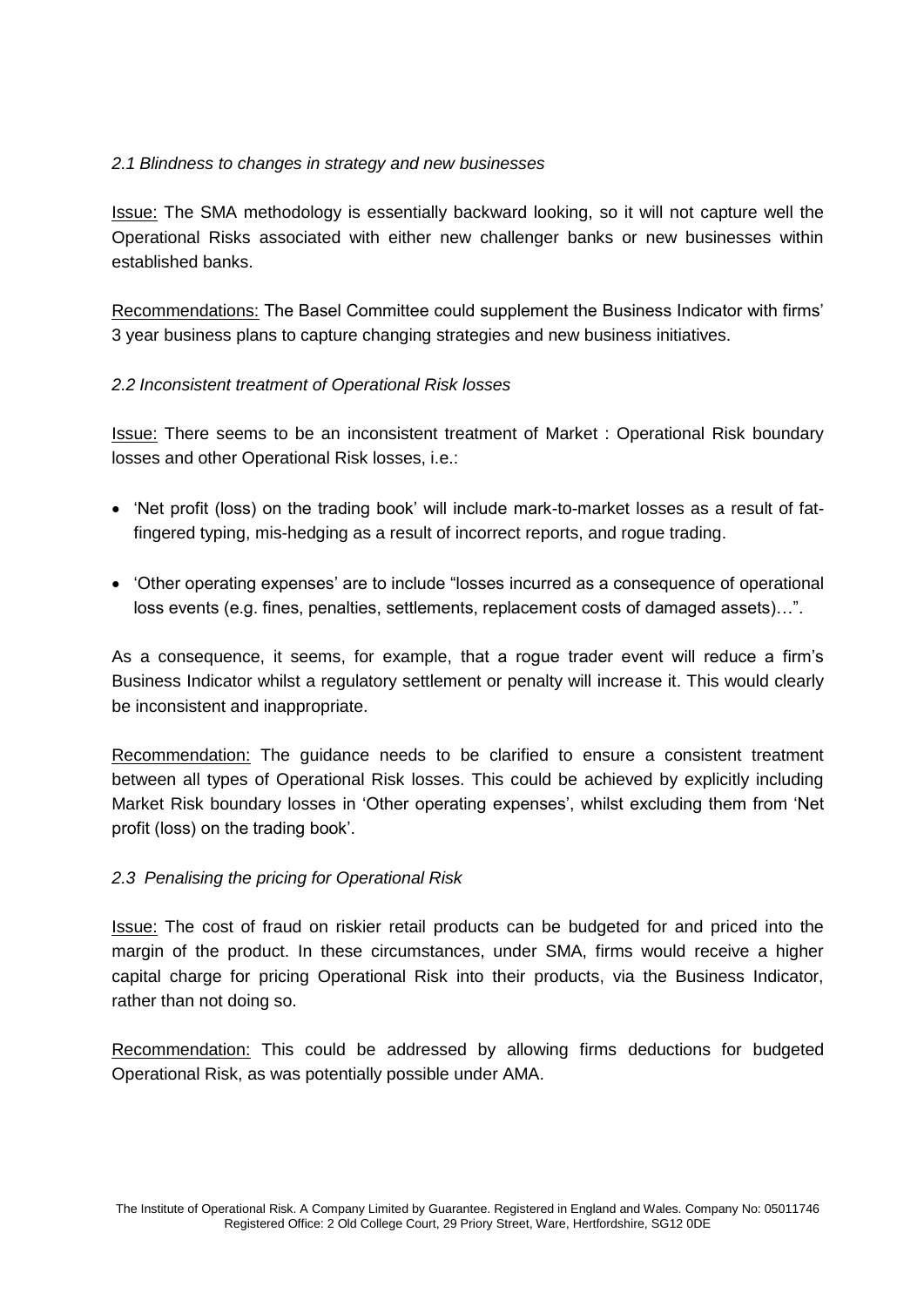*2.1 Blindness to changes in strategy and new businesses*

Issue: The SMA methodology is essentially backward looking, so it will not capture well the Operational Risks associated with either new challenger banks or new businesses within established banks.

Recommendations: The Basel Committee could supplement the Business Indicator with firms' 3 year business plans to capture changing strategies and new business initiatives.

*2.2 Inconsistent treatment of Operational Risk losses*

Issue: There seems to be an inconsistent treatment of Market : Operational Risk boundary losses and other Operational Risk losses, i.e.:

- 'Net profit (loss) on the trading book' will include mark-to-market losses as a result of fat-fingered typing, mis-hedging as a result of incorrect reports, and rogue trading.
- 'Other operating expenses' are to include "losses incurred as a consequence of operational loss events (e.g. fines, penalties, settlements, replacement costs of damaged assets)…".

As a consequence, it seems, for example, that a rogue trader event will reduce a firm's Business Indicator whilst a regulatory settlement or penalty will increase it. This would clearly be inconsistent and inappropriate.

Recommendation: The guidance needs to be clarified to ensure a consistent treatment between all types of Operational Risk losses. This could be achieved by explicitly including Market Risk boundary losses in 'Other operating expenses', whilst excluding them from 'Net profit (loss) on the trading book'.

*2.3 Penalising the pricing for Operational Risk*

Issue: The cost of fraud on riskier retail products can be budgeted for and priced into the margin of the product. In these circumstances, under SMA, firms would receive a higher capital charge for pricing Operational Risk into their products, via the Business Indicator, rather than not doing so.

Recommendation: This could be addressed by allowing firms deductions for budgeted Operational Risk, as was potentially possible under AMA.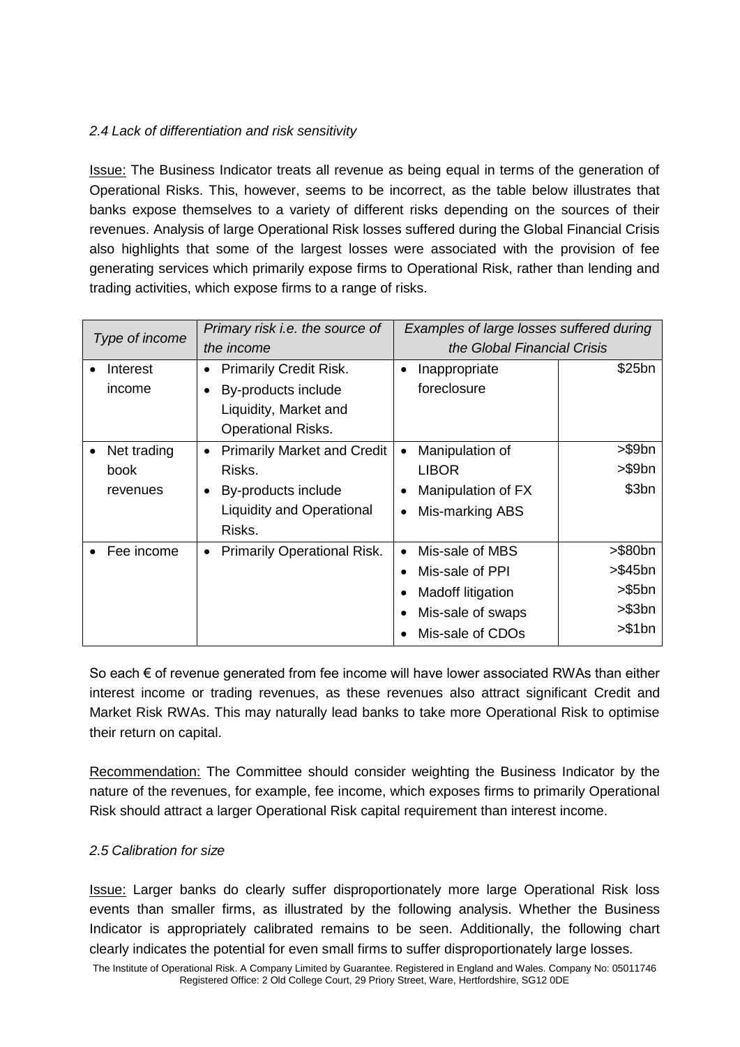*2.4 Lack of differentiation and risk sensitivity*

<u>Issue:</u> The Business Indicator treats all revenue as being equal in terms of the generation of Operational Risks. This, however, seems to be incorrect, as the table below illustrates that banks expose themselves to a variety of different risks depending on the sources of their revenues. Analysis of large Operational Risk losses suffered during the Global Financial Crisis also highlights that some of the largest losses were associated with the provision of fee generating services which primarily expose firms to Operational Risk, rather than lending and trading activities, which expose firms to a range of risks.

| *Type of income* | *Primary risk i.e. the source of the income* | *Examples of large losses suffered during the Global Financial Crisis* | |
|---|---|---|---|
| • Interest income | • Primarily Credit Risk.<br>• By-products include Liquidity, Market and Operational Risks. | • Inappropriate foreclosure | \$25bn |
| • Net trading book revenues | • Primarily Market and Credit Risks.<br>• By-products include Liquidity and Operational Risks. | • Manipulation of LIBOR<br>• Manipulation of FX<br>• Mis-marking ABS | >\$9bn<br>>\$9bn<br>\$3bn |
| • Fee income | • Primarily Operational Risk. | • Mis-sale of MBS<br>• Mis-sale of PPI<br>• Madoff litigation<br>• Mis-sale of swaps<br>• Mis-sale of CDOs | >\$80bn<br>>\$45bn<br>>\$5bn<br>>\$3bn<br>>\$1bn |

So each € of revenue generated from fee income will have lower associated RWAs than either interest income or trading revenues, as these revenues also attract significant Credit and Market Risk RWAs. This may naturally lead banks to take more Operational Risk to optimise their return on capital.

<u>Recommendation:</u> The Committee should consider weighting the Business Indicator by the nature of the revenues, for example, fee income, which exposes firms to primarily Operational Risk should attract a larger Operational Risk capital requirement than interest income.

*2.5 Calibration for size*

<u>Issue:</u> Larger banks do clearly suffer disproportionately more large Operational Risk loss events than smaller firms, as illustrated by the following analysis. Whether the Business Indicator is appropriately calibrated remains to be seen. Additionally, the following chart clearly indicates the potential for even small firms to suffer disproportionately large losses.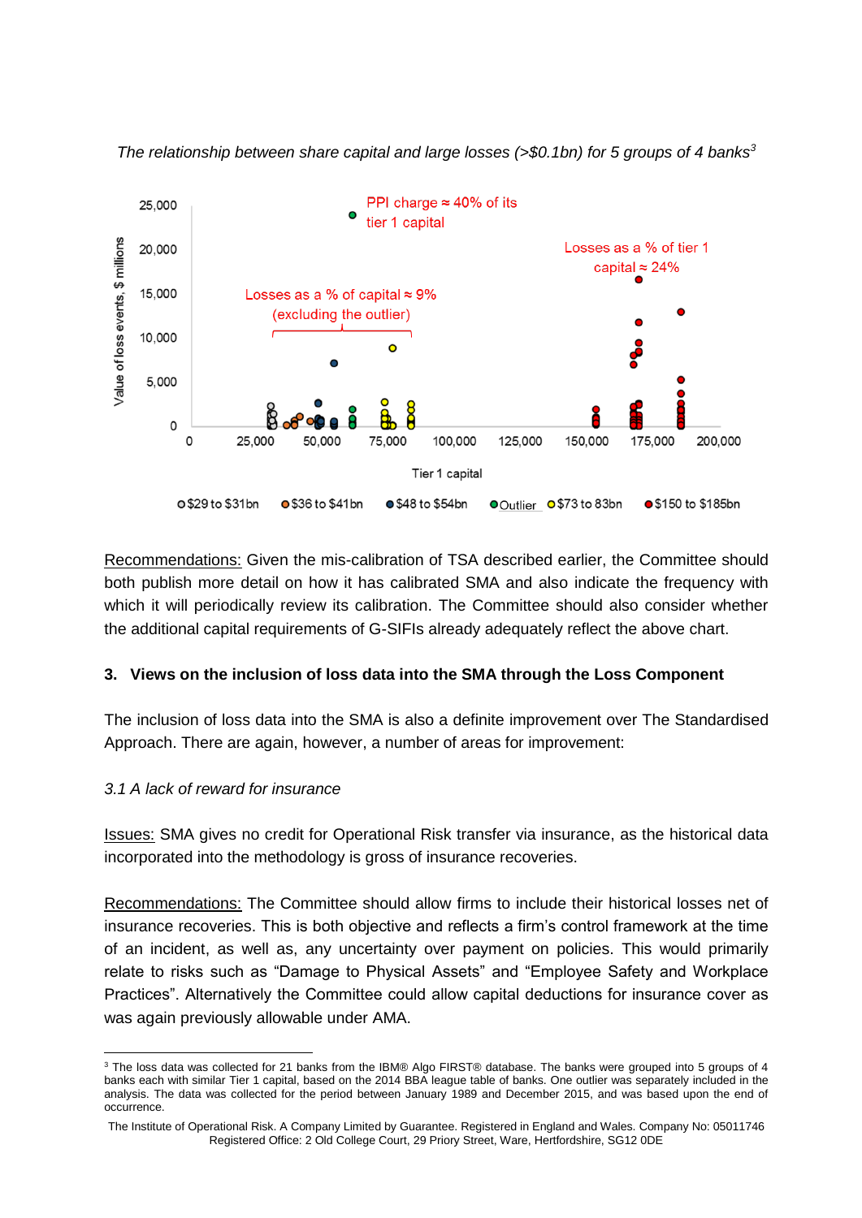*The relationship between share capital and large losses (>$0.1bn) for 5 groups of 4 banks*[3]

Recommendations: Given the mis-calibration of TSA described earlier, the Committee should both publish more detail on how it has calibrated SMA and also indicate the frequency with which it will periodically review its calibration. The Committee should also consider whether the additional capital requirements of G-SIFIs already adequately reflect the above chart.

### 3. Views on the inclusion of loss data into the SMA through the Loss Component

The inclusion of loss data into the SMA is also a definite improvement over The Standardised Approach. There are again, however, a number of areas for improvement:

*3.1 A lack of reward for insurance*

Issues: SMA gives no credit for Operational Risk transfer via insurance, as the historical data incorporated into the methodology is gross of insurance recoveries.

Recommendations: The Committee should allow firms to include their historical losses net of insurance recoveries. This is both objective and reflects a firm's control framework at the time of an incident, as well as, any uncertainty over payment on policies. This would primarily relate to risks such as "Damage to Physical Assets" and "Employee Safety and Workplace Practices". Alternatively the Committee could allow capital deductions for insurance cover as was again previously allowable under AMA.

---

[3] The loss data was collected for 21 banks from the IBM® Algo FIRST® database. The banks were grouped into 5 groups of 4 banks each with similar Tier 1 capital, based on the 2014 BBA league table of banks. One outlier was separately included in the analysis. The data was collected for the period between January 1989 and December 2015, and was based upon the end of occurrence.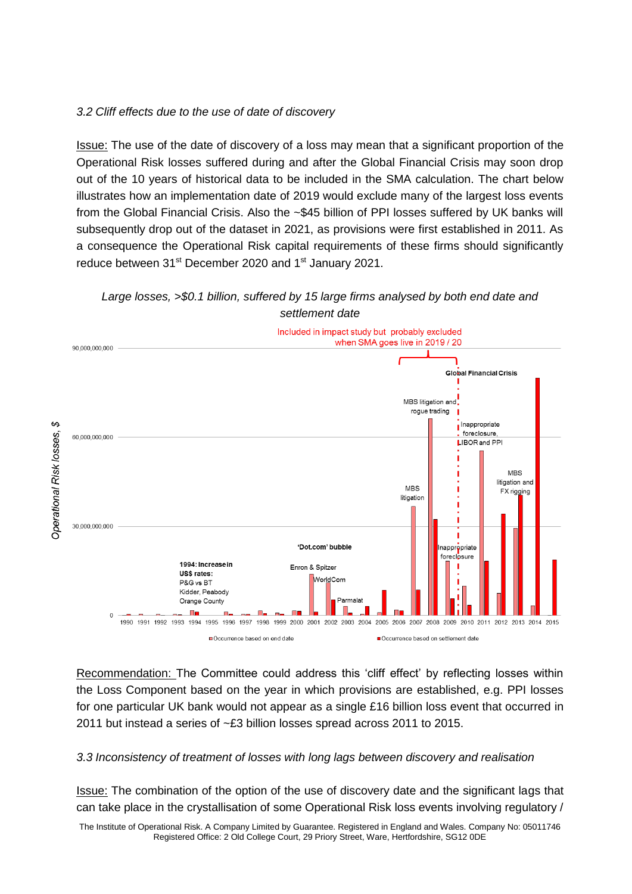*3.2 Cliff effects due to the use of date of discovery*

Issue: The use of the date of discovery of a loss may mean that a significant proportion of the Operational Risk losses suffered during and after the Global Financial Crisis may soon drop out of the 10 years of historical data to be included in the SMA calculation. The chart below illustrates how an implementation date of 2019 would exclude many of the largest loss events from the Global Financial Crisis. Also the ~$45 billion of PPI losses suffered by UK banks will subsequently drop out of the dataset in 2021, as provisions were first established in 2011. As a consequence the Operational Risk capital requirements of these firms should significantly reduce between 31st December 2020 and 1st January 2021.

*Large losses, >$0.1 billion, suffered by 15 large firms analysed by both end date and settlement date*

Recommendation: The Committee could address this 'cliff effect' by reflecting losses within the Loss Component based on the year in which provisions are established, e.g. PPI losses for one particular UK bank would not appear as a single £16 billion loss event that occurred in 2011 but instead a series of ~£3 billion losses spread across 2011 to 2015.

*3.3 Inconsistency of treatment of losses with long lags between discovery and realisation*

Issue: The combination of the option of the use of discovery date and the significant lags that can take place in the crystallisation of some Operational Risk loss events involving regulatory /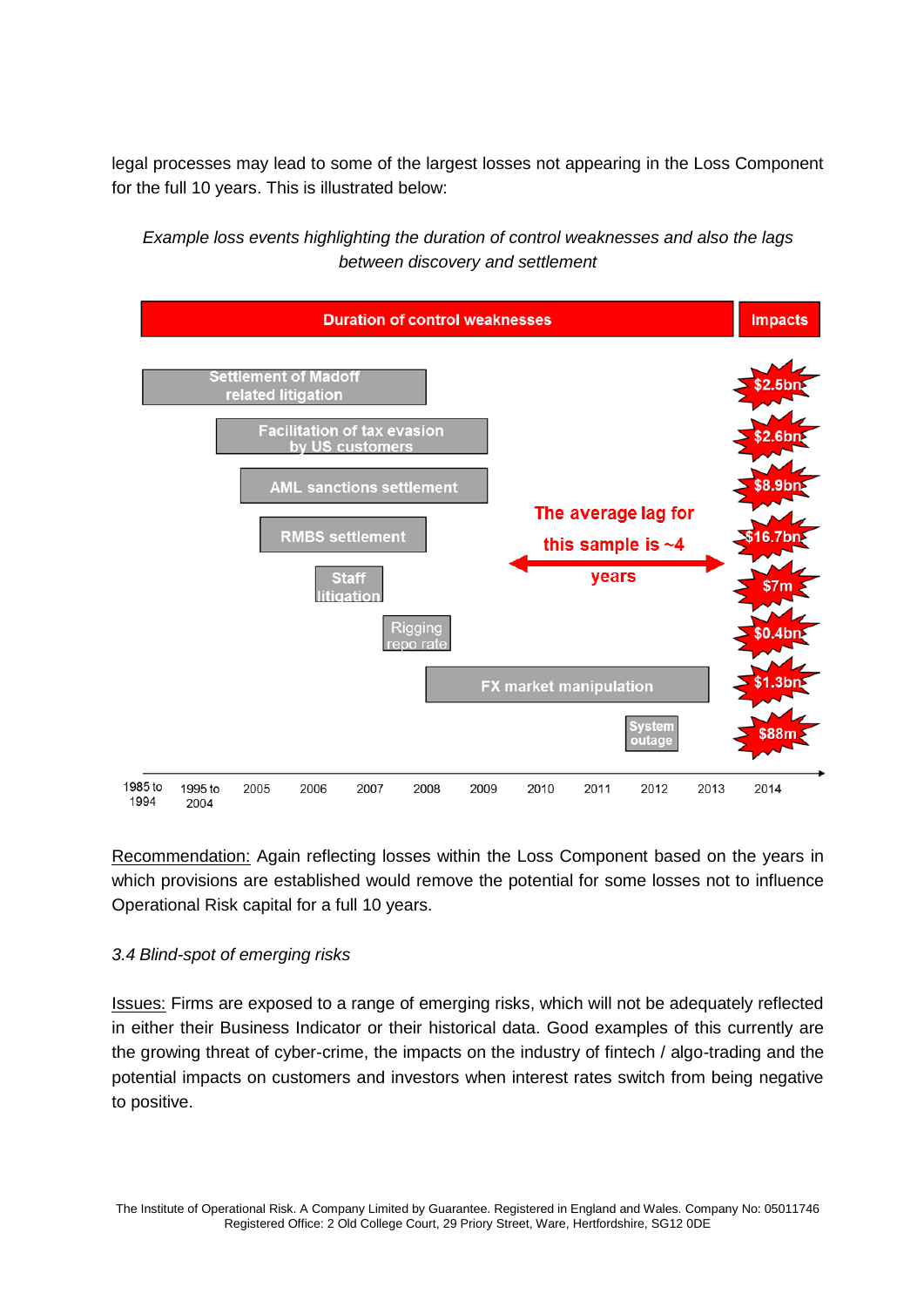legal processes may lead to some of the largest losses not appearing in the Loss Component for the full 10 years. This is illustrated below:

*Example loss events highlighting the duration of control weaknesses and also the lags between discovery and settlement*

| Duration of control weaknesses | Impacts |
|---|---|
| Settlement of Madoff related litigation | $2.5bn |
| Facilitation of tax evasion by US customers | $2.6bn |
| AML sanctions settlement | $8.9bn |
| RMBS settlement | $16.7bn |
| Staff litigation | $7m |
| Rigging repo rate | $0.4bn |
| FX market manipulation | $1.3bn |
| System outage | $88m |

The average lag for this sample is ~4 years

Timeline: 1985 to 1994, 1995 to 2004, 2005, 2006, 2007, 2008, 2009, 2010, 2011, 2012, 2013, 2014

<u>Recommendation:</u> Again reflecting losses within the Loss Component based on the years in which provisions are established would remove the potential for some losses not to influence Operational Risk capital for a full 10 years.

*3.4 Blind-spot of emerging risks*

<u>Issues:</u> Firms are exposed to a range of emerging risks, which will not be adequately reflected in either their Business Indicator or their historical data. Good examples of this currently are the growing threat of cyber-crime, the impacts on the industry of fintech / algo-trading and the potential impacts on customers and investors when interest rates switch from being negative to positive.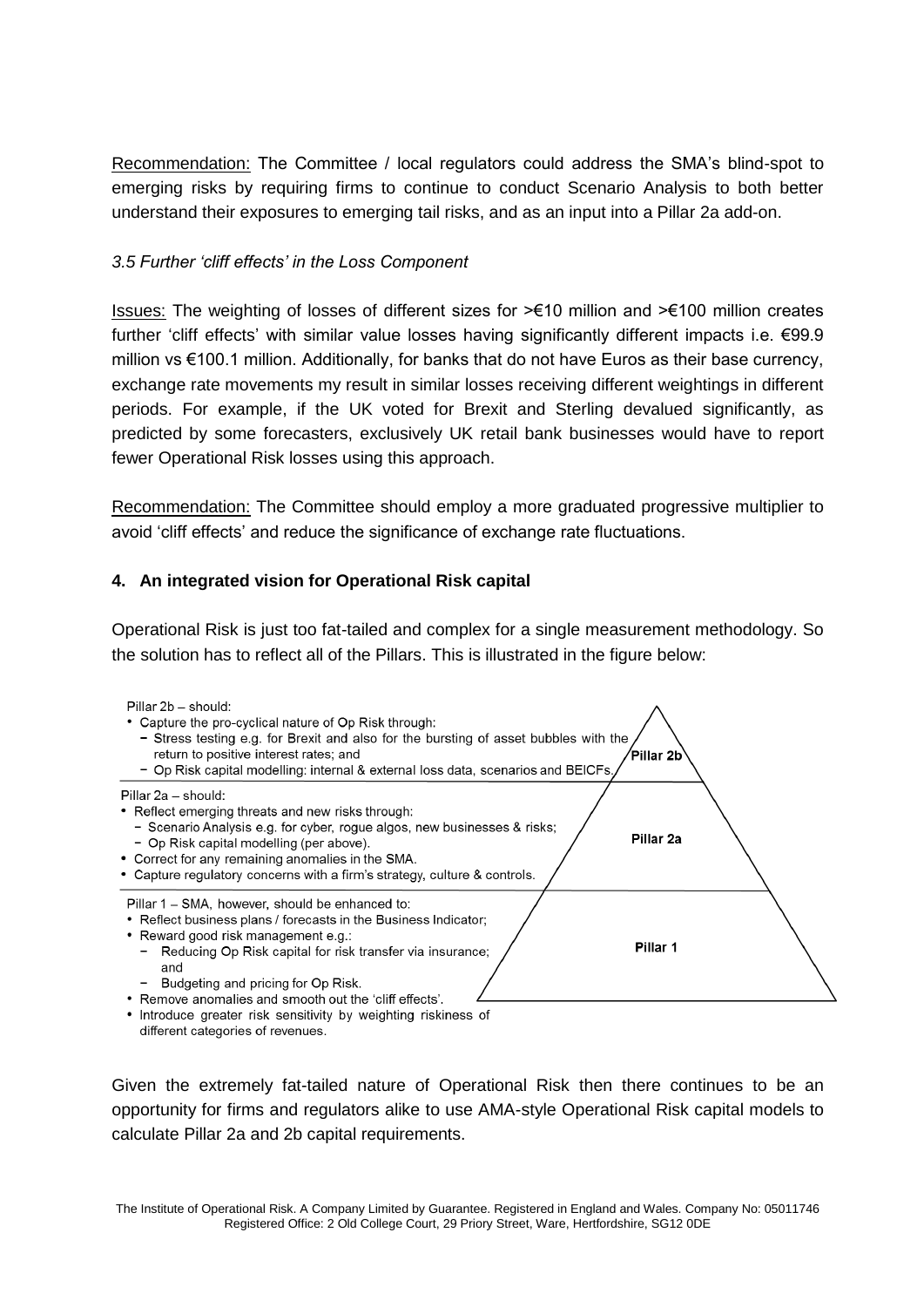Recommendation: The Committee / local regulators could address the SMA's blind-spot to emerging risks by requiring firms to continue to conduct Scenario Analysis to both better understand their exposures to emerging tail risks, and as an input into a Pillar 2a add-on.

*3.5 Further 'cliff effects' in the Loss Component*

Issues: The weighting of losses of different sizes for >€10 million and >€100 million creates further 'cliff effects' with similar value losses having significantly different impacts i.e. €99.9 million vs €100.1 million. Additionally, for banks that do not have Euros as their base currency, exchange rate movements my result in similar losses receiving different weightings in different periods. For example, if the UK voted for Brexit and Sterling devalued significantly, as predicted by some forecasters, exclusively UK retail bank businesses would have to report fewer Operational Risk losses using this approach.

Recommendation: The Committee should employ a more graduated progressive multiplier to avoid 'cliff effects' and reduce the significance of exchange rate fluctuations.

## 4. An integrated vision for Operational Risk capital

Operational Risk is just too fat-tailed and complex for a single measurement methodology. So the solution has to reflect all of the Pillars. This is illustrated in the figure below:

**Pillar 2b** – should:

- Capture the pro-cyclical nature of Op Risk through:
  - Stress testing e.g. for Brexit and also for the bursting of asset bubbles with the return to positive interest rates; and
  - Op Risk capital modelling: internal & external loss data, scenarios and BEICFs.

**Pillar 2a** – should:

- Reflect emerging threats and new risks through:
  - Scenario Analysis e.g. for cyber, rogue algos, new businesses & risks;
  - Op Risk capital modelling (per above).
- Correct for any remaining anomalies in the SMA.
- Capture regulatory concerns with a firm's strategy, culture & controls.

**Pillar 1** – SMA, however, should be enhanced to:

- Reflect business plans / forecasts in the Business Indicator;
- Reward good risk management e.g.:
  - Reducing Op Risk capital for risk transfer via insurance; and
  - Budgeting and pricing for Op Risk.
- Remove anomalies and smooth out the 'cliff effects'.
- Introduce greater risk sensitivity by weighting riskiness of different categories of revenues.

Given the extremely fat-tailed nature of Operational Risk then there continues to be an opportunity for firms and regulators alike to use AMA-style Operational Risk capital models to calculate Pillar 2a and 2b capital requirements.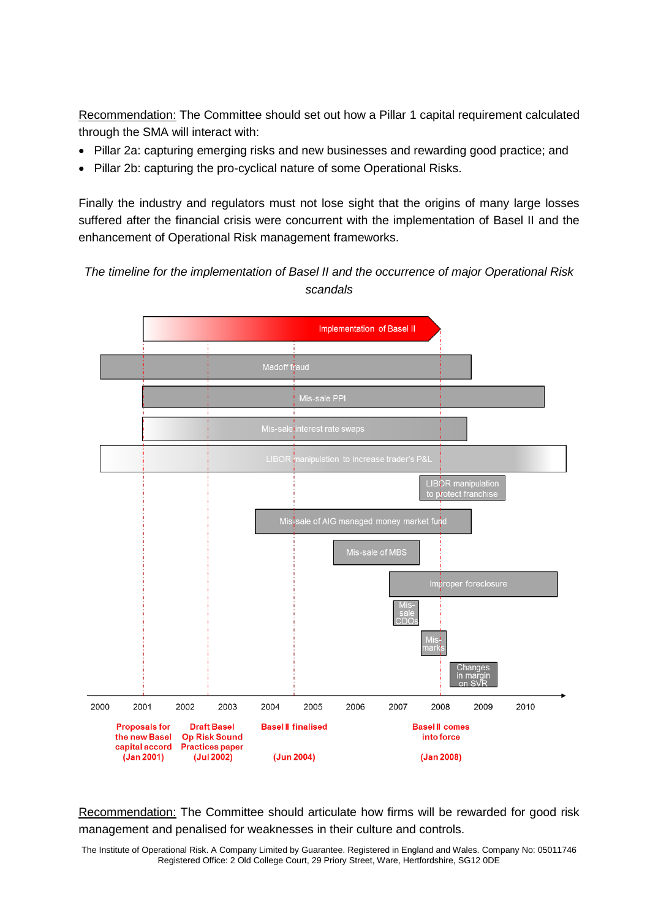<u>Recommendation:</u> The Committee should set out how a Pillar 1 capital requirement calculated through the SMA will interact with:

- Pillar 2a: capturing emerging risks and new businesses and rewarding good practice; and
- Pillar 2b: capturing the pro-cyclical nature of some Operational Risks.

Finally the industry and regulators must not lose sight that the origins of many large losses suffered after the financial crisis were concurrent with the implementation of Basel II and the enhancement of Operational Risk management frameworks.

*The timeline for the implementation of Basel II and the occurrence of major Operational Risk scandals*

Implementation of Basel II

Madoff fraud

Mis-sale PPI

Mis-sale interest rate swaps

LIBOR manipulation to increase trader's P&L

LIBOR manipulation to protect franchise

Mis-sale of AIG managed money market fund

Mis-sale of MBS

Improper foreclosure

Mis-sale CDOs

Mis-marks

Changes in margin on SVR

2000 2001 2002 2003 2004 2005 2006 2007 2008 2009 2010

- Proposals for the new Basel capital accord (Jan 2001)
- Draft Basel Op Risk Sound Practices paper (Jul 2002)
- Basel II finalised (Jun 2004)
- Basel II comes into force (Jan 2008)

<u>Recommendation:</u> The Committee should articulate how firms will be rewarded for good risk management and penalised for weaknesses in their culture and controls.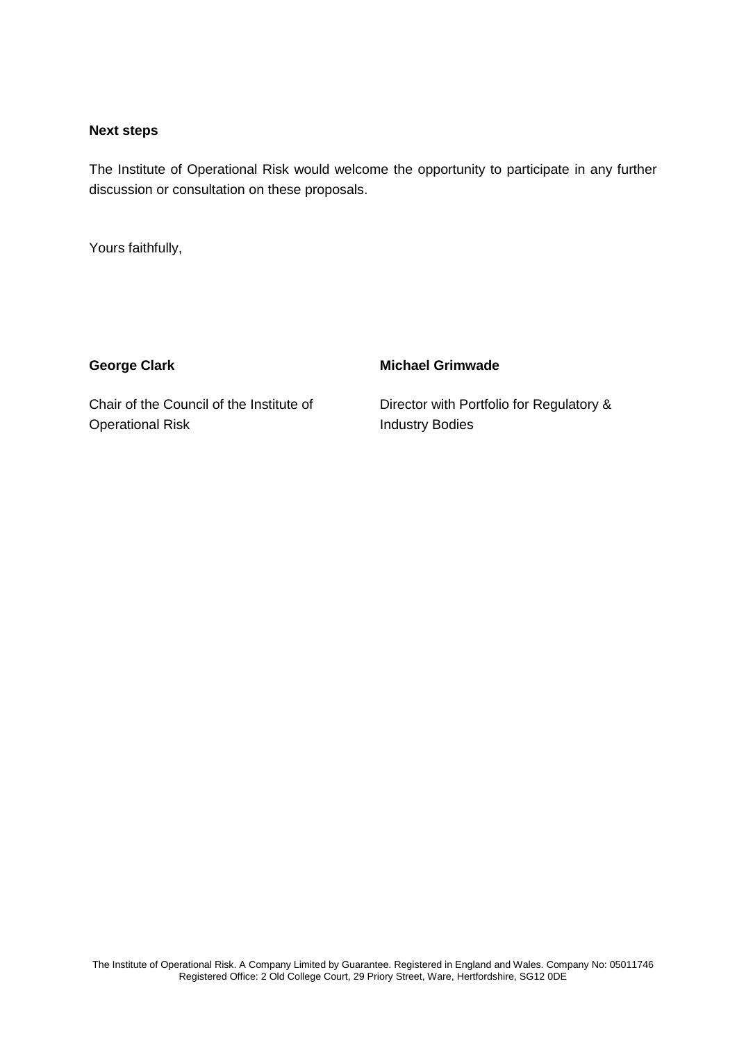**Next steps**

The Institute of Operational Risk would welcome the opportunity to participate in any further discussion or consultation on these proposals.

Yours faithfully,

**George Clark**

Chair of the Council of the Institute of Operational Risk

**Michael Grimwade**

Director with Portfolio for Regulatory & Industry Bodies

The Institute of Operational Risk. A Company Limited by Guarantee. Registered in England and Wales. Company No: 05011746
Registered Office: 2 Old College Court, 29 Priory Street, Ware, Hertfordshire, SG12 0DE